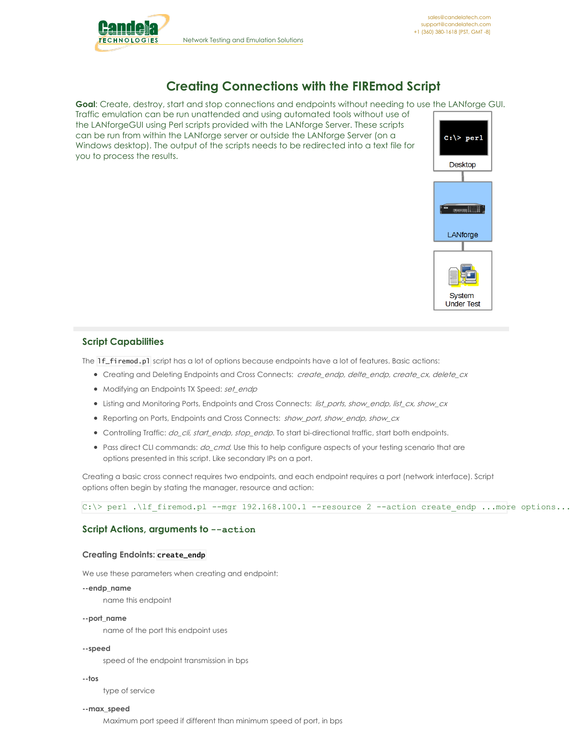# Creating Connections with the FIREmod Script

**Goal**: Create, destroy, start and stop connections and endpoints without needing to use the LANforge GUI. Traffic emulation can be run unattended and using automated tools without use of the LANforgeGUI using Perl scripts provided with the LANforge Server. These scripts can be run from within the LANforge server or outside the LANforge Server (on a Windows desktop). The output of the scripts needs to be redirected into a text file for you to process the results.

## Script Capabilities

The `lf_firemod.pl` script has a lot of options because endpoints have a lot of features. Basic actions:

- Creating and Deleting Endpoints and Cross Connects: *create_endp, delte_endp, create_cx, delete_cx*
- Modifying an Endpoints TX Speed: *set_endp*
- Listing and Monitoring Ports, Endpoints and Cross Connects: *list_ports, show_endp, list_cx, show_cx*
- Reporting on Ports, Endpoints and Cross Connects: *show_port, show_endp, show_cx*
- Controlling Traffic: *do_cli, start_endp, stop_endp*. To start bi-directional traffic, start both endpoints.
- Pass direct CLI commands: *do_cmd*. Use this to help configure aspects of your testing scenario that are options presented in this script. Like secondary IPs on a port.

Creating a basic cross connect requires two endpoints, and each endpoint requires a port (network interface). Script options often begin by stating the manager, resource and action:

```
C:\> perl .\lf_firemod.pl --mgr 192.168.100.1 --resource 2 --action create_endp ...more options...
```

## Script Actions, arguments to `--action`

### Creating Endoints: `create_endp`

We use these parameters when creating and endpoint:

**--endp_name**
: name this endpoint

**--port_name**
: name of the port this endpoint uses

**--speed**
: speed of the endpoint transmission in bps

**--tos**
: type of service

**--max_speed**
: Maximum port speed if different than minimum speed of port, in bps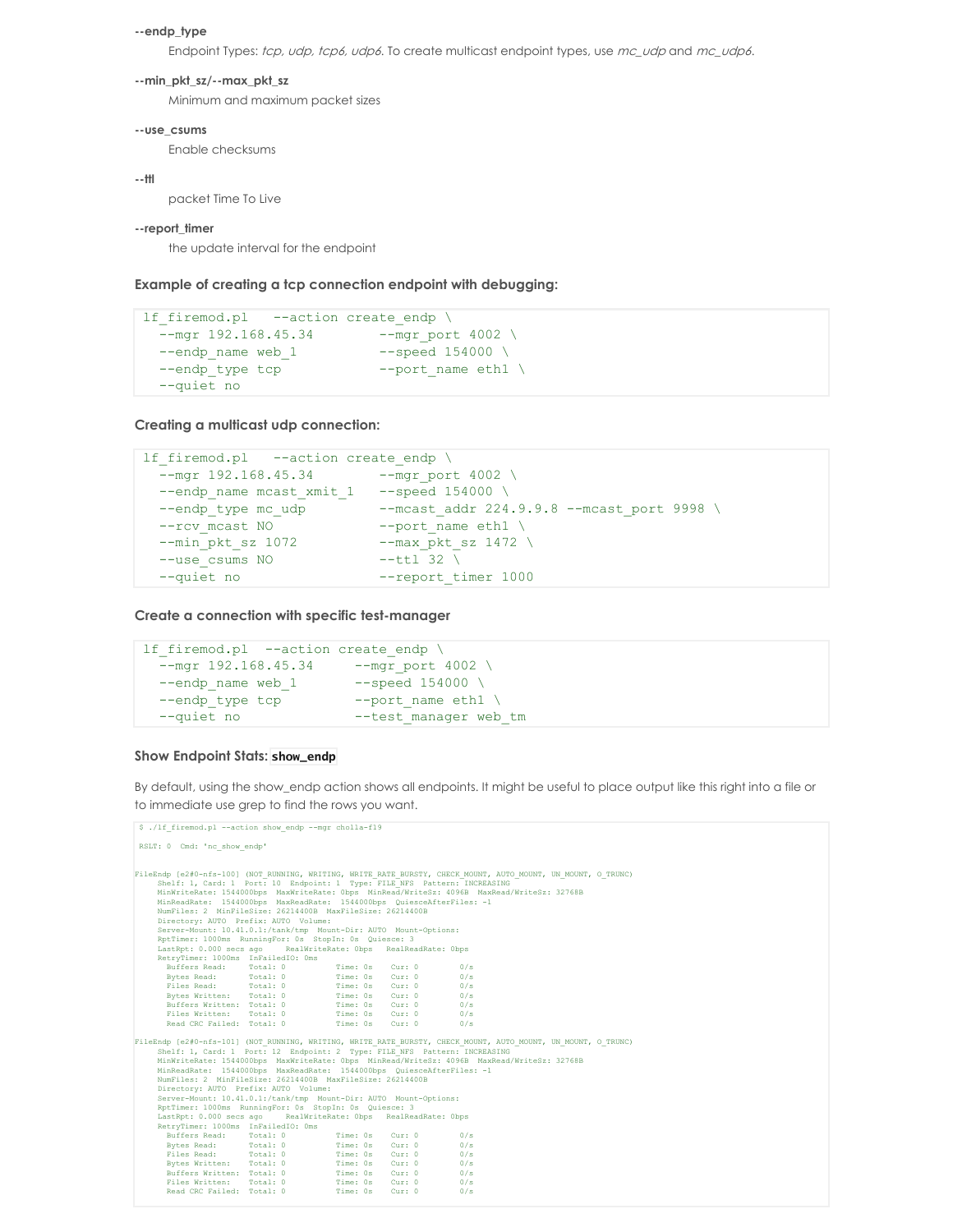**--endp_type**

Endpoint Types: *tcp, udp, tcp6, udp6*. To create multicast endpoint types, use *mc_udp* and *mc_udp6*.

**--min_pkt_sz/--max_pkt_sz**

Minimum and maximum packet sizes

**--use_csums**

Enable checksums

**--ttl**

packet Time To Live

**--report_timer**

the update interval for the endpoint

### Example of creating a tcp connection endpoint with debugging:

```
lf_firemod.pl   --action create_endp \
  --mgr 192.168.45.34        --mgr_port 4002 \
  --endp_name web_1          --speed 154000 \
  --endp_type tcp            --port_name eth1 \
  --quiet no
```

### Creating a multicast udp connection:

```
lf_firemod.pl   --action create_endp \
  --mgr 192.168.45.34        --mgr_port 4002 \
  --endp_name mcast_xmit_1   --speed 154000 \
  --endp_type mc_udp         --mcast_addr 224.9.9.8 --mcast_port 9998 \
  --rcv_mcast NO             --port_name eth1 \
  --min_pkt_sz 1072          --max_pkt_sz 1472 \
  --use_csums NO             --ttl 32 \
  --quiet no                 --report_timer 1000
```

### Create a connection with specific test-manager

```
lf_firemod.pl  --action create_endp \
  --mgr 192.168.45.34     --mgr_port 4002 \
  --endp_name web_1       --speed 154000 \
  --endp_type tcp         --port_name eth1 \
  --quiet no              --test_manager web_tm
```

### Show Endpoint Stats: `show_endp`

By default, using the show_endp action shows all endpoints. It might be useful to place output like this right into a file or to immediate use grep to find the rows you want.

```
$ ./lf_firemod.pl --action show_endp --mgr cholla-f19

 RSLT: 0  Cmd: 'nc_show_endp'


FileEndp [e2#0-nfs-100] (NOT_RUNNING, WRITING, WRITE_RATE_BURSTY, CHECK_MOUNT, AUTO_MOUNT, UN_MOUNT, O_TRUNC)
     Shelf: 1, Card: 1  Port: 10  Endpoint: 1  Type: FILE_NFS  Pattern: INCREASING
     MinWriteRate: 1544000bps  MaxWriteRate: 0bps  MinRead/WriteSz: 4096B  MaxRead/WriteSz: 32768B
     MinReadRate:  1544000bps  MaxReadRate:  1544000bps  QuiesceAfterFiles: -1
     NumFiles: 2  MinFileSize: 26214400B  MaxFileSize: 26214400B
     Directory: AUTO  Prefix: AUTO  Volume:
     Server-Mount: 10.41.0.1:/tank/tmp  Mount-Dir: AUTO  Mount-Options:
     RptTimer: 1000ms  RunningFor: 0s  StopIn: 0s  Quiesce: 3
     LastRpt: 0.000 secs ago     RealWriteRate: 0bps   RealReadRate: 0bps
     RetryTimer: 1000ms  InFailedIO: 0ms
       Buffers Read:     Total: 0          Time: 0s    Cur: 0        0/s
       Bytes Read:       Total: 0          Time: 0s    Cur: 0        0/s
       Files Read:       Total: 0          Time: 0s    Cur: 0        0/s
       Bytes Written:    Total: 0          Time: 0s    Cur: 0        0/s
       Buffers Written:  Total: 0          Time: 0s    Cur: 0        0/s
       Files Written:    Total: 0          Time: 0s    Cur: 0        0/s
       Read CRC Failed:  Total: 0          Time: 0s    Cur: 0        0/s

FileEndp [e2#0-nfs-101] (NOT_RUNNING, WRITING, WRITE_RATE_BURSTY, CHECK_MOUNT, AUTO_MOUNT, UN_MOUNT, O_TRUNC)
     Shelf: 1, Card: 1  Port: 12  Endpoint: 2  Type: FILE_NFS  Pattern: INCREASING
     MinWriteRate: 1544000bps  MaxWriteRate: 0bps  MinRead/WriteSz: 4096B  MaxRead/WriteSz: 32768B
     MinReadRate:  1544000bps  MaxReadRate:  1544000bps  QuiesceAfterFiles: -1
     NumFiles: 2  MinFileSize: 26214400B  MaxFileSize: 26214400B
     Directory: AUTO  Prefix: AUTO  Volume:
     Server-Mount: 10.41.0.1:/tank/tmp  Mount-Dir: AUTO  Mount-Options:
     RptTimer: 1000ms  RunningFor: 0s  StopIn: 0s  Quiesce: 3
     LastRpt: 0.000 secs ago     RealWriteRate: 0bps   RealReadRate: 0bps
     RetryTimer: 1000ms  InFailedIO: 0ms
       Buffers Read:     Total: 0          Time: 0s    Cur: 0        0/s
       Bytes Read:       Total: 0          Time: 0s    Cur: 0        0/s
       Files Read:       Total: 0          Time: 0s    Cur: 0        0/s
       Bytes Written:    Total: 0          Time: 0s    Cur: 0        0/s
       Buffers Written:  Total: 0          Time: 0s    Cur: 0        0/s
       Files Written:    Total: 0          Time: 0s    Cur: 0        0/s
       Read CRC Failed:  Total: 0          Time: 0s    Cur: 0        0/s
```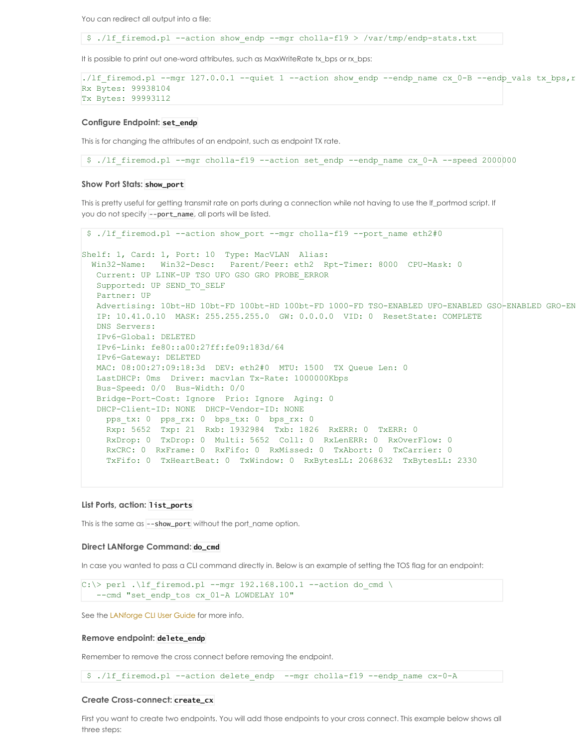You can redirect all output into a file:

```
 $ ./lf_firemod.pl --action show_endp --mgr cholla-f19 > /var/tmp/endp-stats.txt
```

It is possible to print out one-word attributes, such as MaxWriteRate tx_bps or rx_bps:

```
./lf_firemod.pl --mgr 127.0.0.1 --quiet 1 --action show_endp --endp_name cx_0-B --endp_vals tx_bps,r
Rx Bytes: 99938104
Tx Bytes: 99993112
```

### Configure Endpoint: `set_endp`

This is for changing the attributes of an endpoint, such as endpoint TX rate.

```
 $ ./lf_firemod.pl --mgr cholla-f19 --action set_endp --endp_name cx_0-A --speed 2000000
```

### Show Port Stats: `show_port`

This is pretty useful for getting transmit rate on ports during a connection while not having to use the lf_portmod script. If you do not specify `--port_name`, all ports will be listed.

```
 $ ./lf_firemod.pl --action show_port --mgr cholla-f19 --port_name eth2#0

Shelf: 1, Card: 1, Port: 10  Type: MacVLAN  Alias: 
  Win32-Name:   Win32-Desc:   Parent/Peer: eth2  Rpt-Timer: 8000  CPU-Mask: 0
   Current: UP LINK-UP TSO UFO GSO GRO PROBE_ERROR
   Supported: UP SEND_TO_SELF
   Partner: UP
   Advertising: 10bt-HD 10bt-FD 100bt-HD 100bt-FD 1000-FD TSO-ENABLED UFO-ENABLED GSO-ENABLED GRO-EN
   IP: 10.41.0.10  MASK: 255.255.255.0  GW: 0.0.0.0  VID: 0  ResetState: COMPLETE
   DNS Servers: 
   IPv6-Global: DELETED
   IPv6-Link: fe80::a00:27ff:fe09:183d/64
   IPv6-Gateway: DELETED
   MAC: 08:00:27:09:18:3d  DEV: eth2#0  MTU: 1500  TX Queue Len: 0
   LastDHCP: 0ms  Driver: macvlan Tx-Rate: 1000000Kbps
   Bus-Speed: 0/0  Bus-Width: 0/0
   Bridge-Port-Cost: Ignore  Prio: Ignore  Aging: 0
   DHCP-Client-ID: NONE  DHCP-Vendor-ID: NONE
     pps_tx: 0  pps_rx: 0  bps_tx: 0  bps_rx: 0
     Rxp: 5652  Txp: 21  Rxb: 1932984  Txb: 1826  RxERR: 0  TxERR: 0
     RxDrop: 0  TxDrop: 0  Multi: 5652  Coll: 0  RxLenERR: 0  RxOverFlow: 0
     RxCRC: 0  RxFrame: 0  RxFifo: 0  RxMissed: 0  TxAbort: 0  TxCarrier: 0
     TxFifo: 0  TxHeartBeat: 0  TxWindow: 0  RxBytesLL: 2068632  TxBytesLL: 2330
```

### List Ports, action: `list_ports`

This is the same as `--show_port` without the port_name option.

### Direct LANforge Command: `do_cmd`

In case you wanted to pass a CLI command directly in. Below is an example of setting the TOS flag for an endpoint:

```
C:\> perl .\lf_firemod.pl --mgr 192.168.100.1 --action do_cmd \
   --cmd "set_endp_tos cx_01-A LOWDELAY 10"
```

See the LANforge CLI User Guide for more info.

### Remove endpoint: `delete_endp`

Remember to remove the cross connect before removing the endpoint.

```
 $ ./lf_firemod.pl --action delete_endp  --mgr cholla-f19 --endp_name cx-0-A
```

### Create Cross-connect: `create_cx`

First you want to create two endpoints. You will add those endpoints to your cross connect. This example below shows all three steps: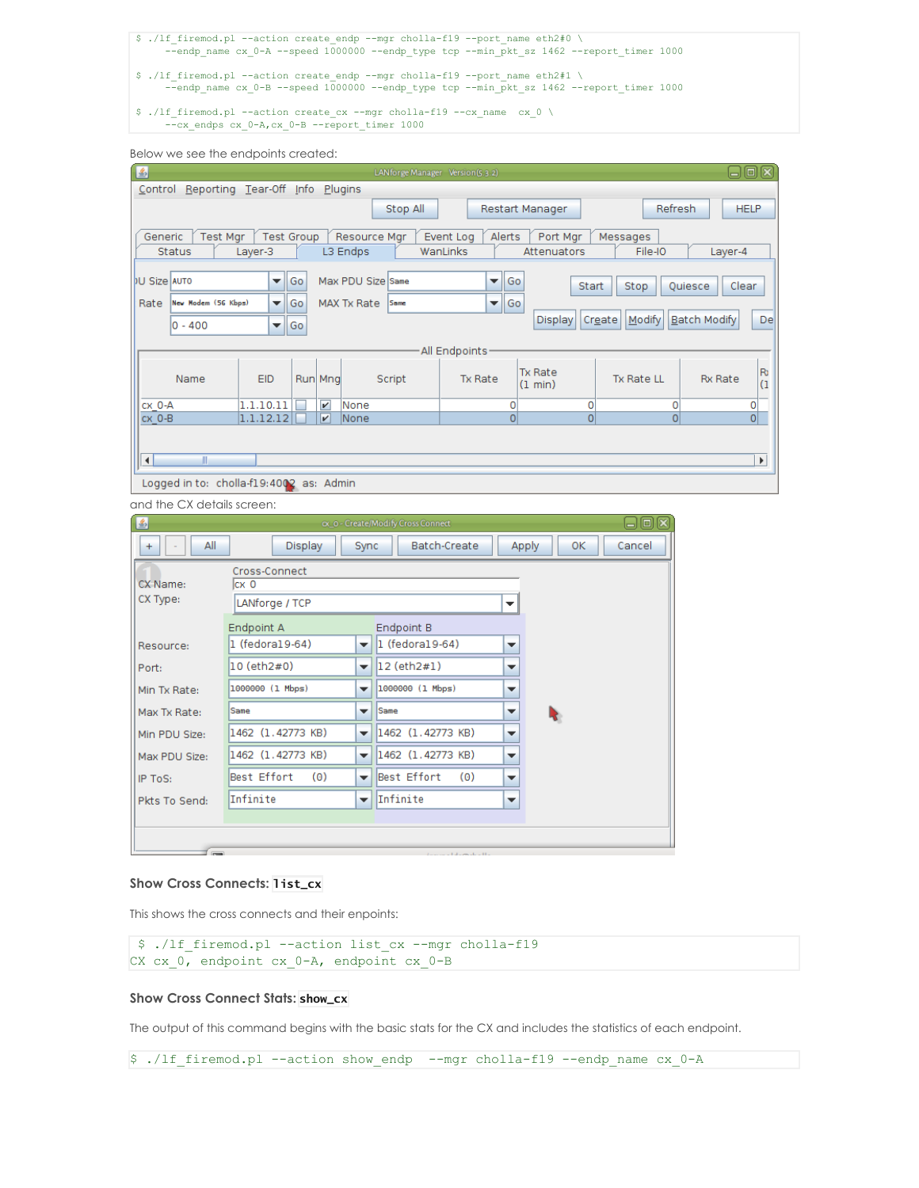```
$ ./lf_firemod.pl --action create_endp --mgr cholla-f19 --port_name eth2#0 \
    --endp_name cx_0-A --speed 1000000 --endp_type tcp --min_pkt_sz 1462 --report_timer 1000

$ ./lf_firemod.pl --action create_endp --mgr cholla-f19 --port_name eth2#1 \
    --endp_name cx_0-B --speed 1000000 --endp_type tcp --min_pkt_sz 1462 --report_timer 1000

$ ./lf_firemod.pl --action create_cx --mgr cholla-f19 --cx_name  cx_0 \
    --cx_endps cx_0-A,cx_0-B --report_timer 1000
```

Below we see the endpoints created:

and the CX details screen:

### Show Cross Connects: `list_cx`

This shows the cross connects and their enpoints:

```
$ ./lf_firemod.pl --action list_cx --mgr cholla-f19
CX cx_0, endpoint cx_0-A, endpoint cx_0-B
```

### Show Cross Connect Stats: `show_cx`

The output of this command begins with the basic stats for the CX and includes the statistics of each endpoint.

```
$ ./lf_firemod.pl --action show_endp  --mgr cholla-f19 --endp_name cx_0-A
```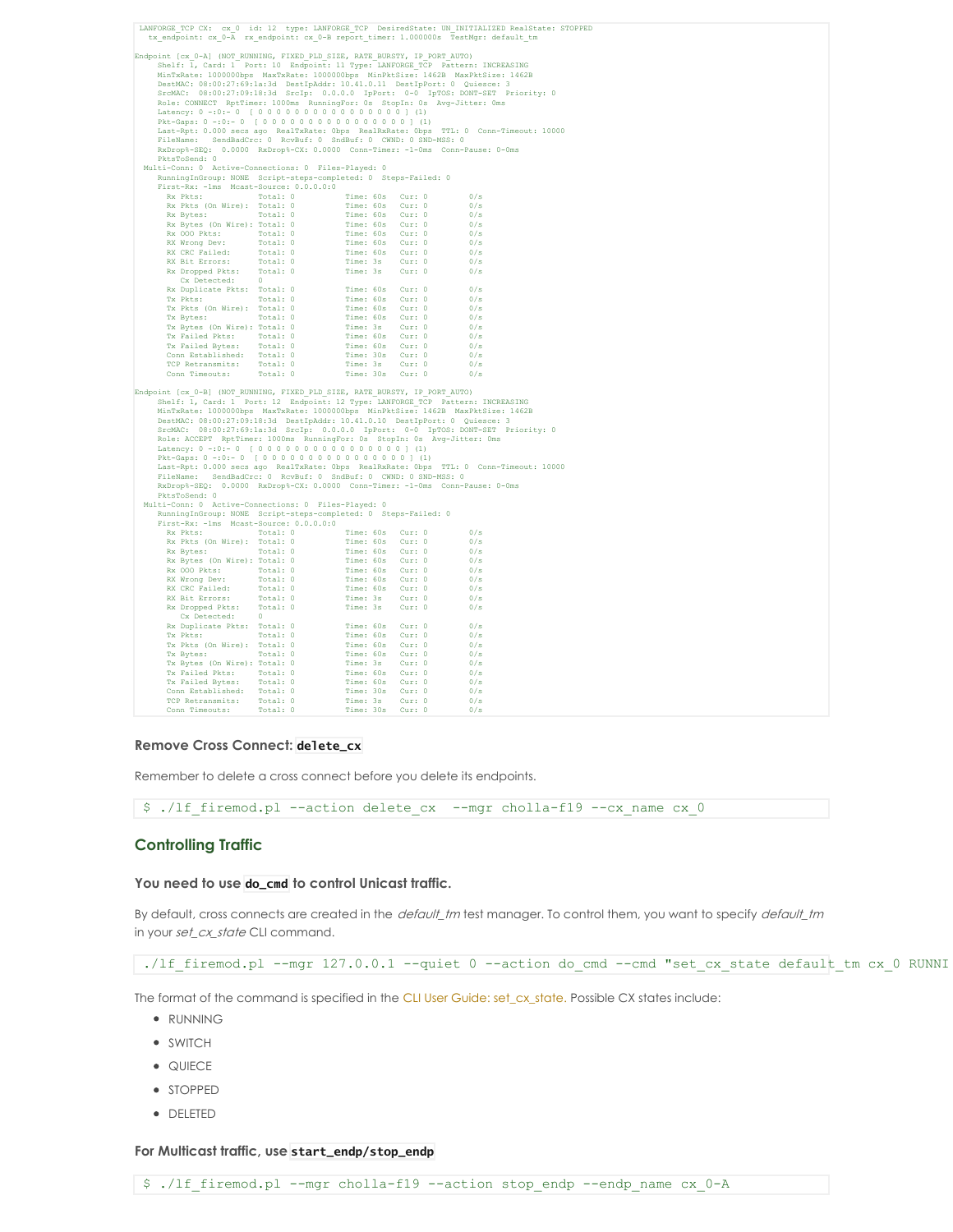```
LANFORGE_TCP CX:  cx_0  id: 12  type: LANFORGE_TCP  DesiredState: UN_INITIALIZED RealState: STOPPED
  tx_endpoint: cx_0-A  rx_endpoint: cx_0-B report_timer: 1.000000s  TestMgr: default_tm

Endpoint [cx_0-A] (NOT_RUNNING, FIXED_PLD_SIZE, RATE_BURSTY, IP_PORT_AUTO)
     Shelf: 1, Card: 1  Port: 10  Endpoint: 11 Type: LANFORGE_TCP  Pattern: INCREASING
     MinTxRate: 1000000bps  MaxTxRate: 1000000bps  MinPktSize: 1462B  MaxPktSize: 1462B
     DestMAC: 08:00:27:69:1a:3d  DestIpAddr: 10.41.0.11  DestIpPort: 0  Quiesce: 3
     SrcMAC:  08:00:27:09:18:3d  SrcIp:  0.0.0.0  IpPort:  0-0  IpTOS: DONT-SET  Priority: 0
     Role: CONNECT  RptTimer: 1000ms  RunningFor: 0s  StopIn: 0s  Avg-Jitter: 0ms
     Latency: 0 -:0:- 0  [ 0 0 0 0 0 0 0 0 0 0 0 0 0 0 0 0 0 ] (1)
     Pkt-Gaps: 0 -:0:- 0  [ 0 0 0 0 0 0 0 0 0 0 0 0 0 0 0 0 0 ] (1)
     Last-Rpt: 0.000 secs ago  RealTxRate: 0bps  RealRxRate: 0bps  TTL: 0  Conn-Timeout: 10000
     FileName:   SendBadCrc: 0  RcvBuf: 0  SndBuf: 0  CWND: 0 SND-MSS: 0
     RxDrop%-SEQ:  0.0000  RxDrop%-CX: 0.0000  Conn-Timer: -1-0ms  Conn-Pause: 0-0ms
     PktsToSend: 0
  Multi-Conn: 0  Active-Connections: 0  Files-Played: 0
     RunningInGroup: NONE  Script-steps-completed: 0  Steps-Failed: 0
     First-Rx: -1ms  Mcast-Source: 0.0.0.0:0
       Rx Pkts:             Total: 0           Time: 60s   Cur: 0         0/s
       Rx Pkts (On Wire):   Total: 0           Time: 60s   Cur: 0         0/s
       Rx Bytes:            Total: 0           Time: 60s   Cur: 0         0/s
       Rx Bytes (On Wire):  Total: 0           Time: 60s   Cur: 0         0/s
       Rx OOO Pkts:         Total: 0           Time: 60s   Cur: 0         0/s
       RX Wrong Dev:        Total: 0           Time: 60s   Cur: 0         0/s
       RX CRC Failed:       Total: 0           Time: 60s   Cur: 0         0/s
       RX Bit Errors:       Total: 0           Time: 3s    Cur: 0         0/s
       Rx Dropped Pkts:     Total: 0           Time: 3s    Cur: 0         0/s
          Cx Detected:      0
       Rx Duplicate Pkts:   Total: 0           Time: 60s   Cur: 0         0/s
       Tx Pkts:             Total: 0           Time: 60s   Cur: 0         0/s
       Tx Pkts (On Wire):   Total: 0           Time: 60s   Cur: 0         0/s
       Tx Bytes:            Total: 0           Time: 60s   Cur: 0         0/s
       Tx Bytes (On Wire):  Total: 0           Time: 3s    Cur: 0         0/s
       Tx Failed Pkts:      Total: 0           Time: 60s   Cur: 0         0/s
       Tx Failed Bytes:     Total: 0           Time: 60s   Cur: 0         0/s
       Conn Established:    Total: 0           Time: 30s   Cur: 0         0/s
       TCP Retransmits:     Total: 0           Time: 3s    Cur: 0         0/s
       Conn Timeouts:       Total: 0           Time: 30s   Cur: 0         0/s

Endpoint [cx_0-B] (NOT_RUNNING, FIXED_PLD_SIZE, RATE_BURSTY, IP_PORT_AUTO)
     Shelf: 1, Card: 1  Port: 12  Endpoint: 12 Type: LANFORGE_TCP  Pattern: INCREASING
     MinTxRate: 1000000bps  MaxTxRate: 1000000bps  MinPktSize: 1462B  MaxPktSize: 1462B
     DestMAC: 08:00:27:09:18:3d  DestIpAddr: 10.41.0.10  DestIpPort: 0  Quiesce: 3
     SrcMAC:  08:00:27:69:1a:3d  SrcIp:  0.0.0.0  IpPort:  0-0  IpTOS: DONT-SET  Priority: 0
     Role: ACCEPT  RptTimer: 1000ms  RunningFor: 0s  StopIn: 0s  Avg-Jitter: 0ms
     Latency: 0 -:0:- 0  [ 0 0 0 0 0 0 0 0 0 0 0 0 0 0 0 0 0 ] (1)
     Pkt-Gaps: 0 -:0:- 0  [ 0 0 0 0 0 0 0 0 0 0 0 0 0 0 0 0 0 ] (1)
     Last-Rpt: 0.000 secs ago  RealTxRate: 0bps  RealRxRate: 0bps  TTL: 0  Conn-Timeout: 10000
     FileName:   SendBadCrc: 0  RcvBuf: 0  SndBuf: 0  CWND: 0 SND-MSS: 0
     RxDrop%-SEQ:  0.0000  RxDrop%-CX: 0.0000  Conn-Timer: -1-0ms  Conn-Pause: 0-0ms
     PktsToSend: 0
  Multi-Conn: 0  Active-Connections: 0  Files-Played: 0
     RunningInGroup: NONE  Script-steps-completed: 0  Steps-Failed: 0
     First-Rx: -1ms  Mcast-Source: 0.0.0.0:0
       Rx Pkts:             Total: 0           Time: 60s   Cur: 0         0/s
       Rx Pkts (On Wire):   Total: 0           Time: 60s   Cur: 0         0/s
       Rx Bytes:            Total: 0           Time: 60s   Cur: 0         0/s
       Rx Bytes (On Wire):  Total: 0           Time: 60s   Cur: 0         0/s
       Rx OOO Pkts:         Total: 0           Time: 60s   Cur: 0         0/s
       RX Wrong Dev:        Total: 0           Time: 60s   Cur: 0         0/s
       RX CRC Failed:       Total: 0           Time: 60s   Cur: 0         0/s
       RX Bit Errors:       Total: 0           Time: 3s    Cur: 0         0/s
       Rx Dropped Pkts:     Total: 0           Time: 3s    Cur: 0         0/s
          Cx Detected:      0
       Rx Duplicate Pkts:   Total: 0           Time: 60s   Cur: 0         0/s
       Tx Pkts:             Total: 0           Time: 60s   Cur: 0         0/s
       Tx Pkts (On Wire):   Total: 0           Time: 60s   Cur: 0         0/s
       Tx Bytes:            Total: 0           Time: 60s   Cur: 0         0/s
       Tx Bytes (On Wire):  Total: 0           Time: 3s    Cur: 0         0/s
       Tx Failed Pkts:      Total: 0           Time: 60s   Cur: 0         0/s
       Tx Failed Bytes:     Total: 0           Time: 60s   Cur: 0         0/s
       Conn Established:    Total: 0           Time: 30s   Cur: 0         0/s
       TCP Retransmits:     Total: 0           Time: 3s    Cur: 0         0/s
       Conn Timeouts:       Total: 0           Time: 30s   Cur: 0         0/s
```

#### Remove Cross Connect: `delete_cx`

Remember to delete a cross connect before you delete its endpoints.

```
$ ./lf_firemod.pl --action delete_cx  --mgr cholla-f19 --cx_name cx_0
```

### Controlling Traffic

#### You need to use `do_cmd` to control Unicast traffic.

By default, cross connects are created in the *default_tm* test manager. To control them, you want to specify *default_tm* in your *set_cx_state* CLI command.

```
./lf_firemod.pl --mgr 127.0.0.1 --quiet 0 --action do_cmd --cmd "set_cx_state default_tm cx_0 RUNNI
```

The format of the command is specified in the CLI User Guide: set_cx_state. Possible CX states include:

- RUNNING
- SWITCH
- QUIECE
- STOPPED
- DELETED

#### For Multicast traffic, use `start_endp/stop_endp`

```
$ ./lf_firemod.pl --mgr cholla-f19 --action stop_endp --endp_name cx_0-A
```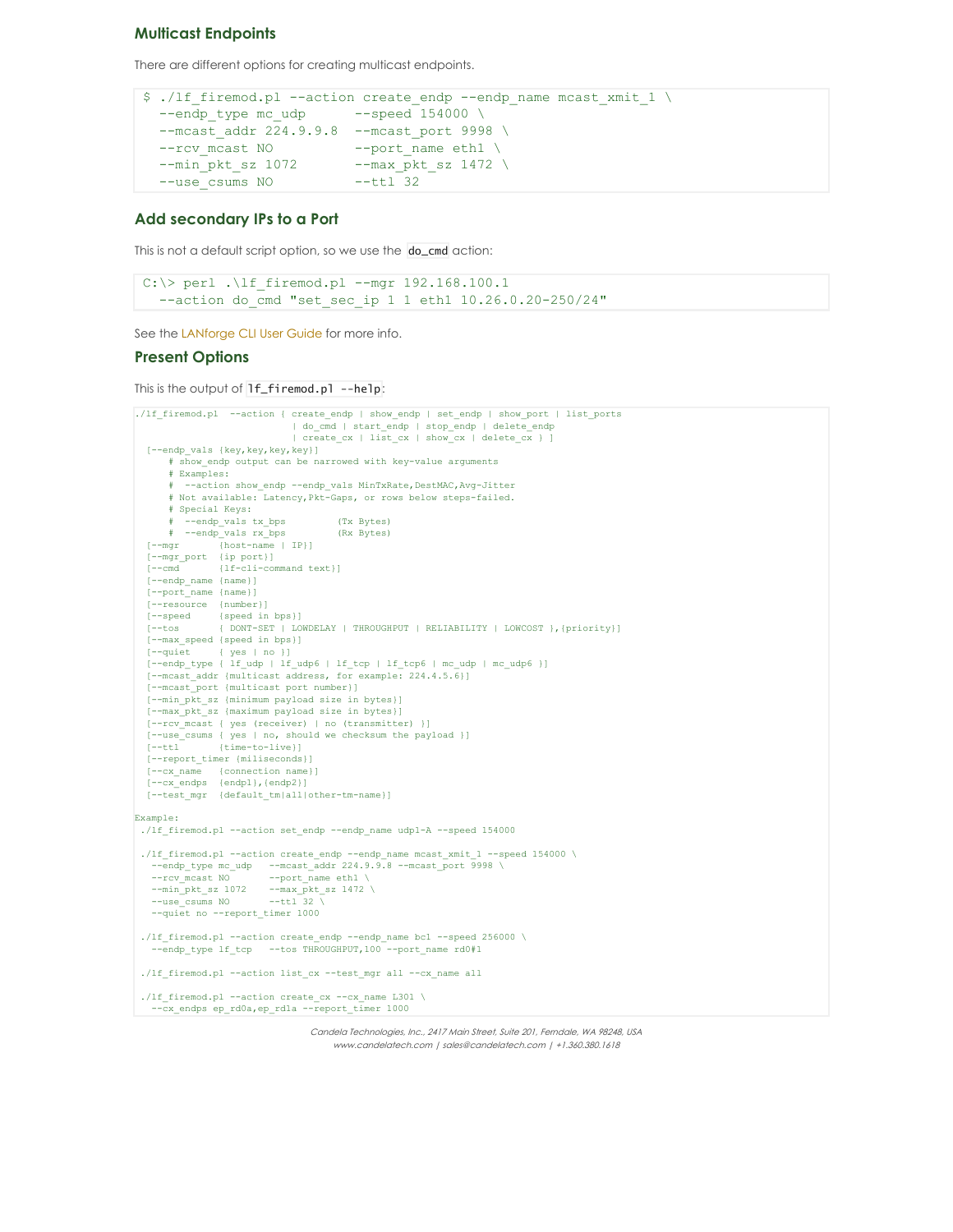### Multicast Endpoints

There are different options for creating multicast endpoints.

```
$ ./lf_firemod.pl --action create_endp --endp_name mcast_xmit_1 \
  --endp_type mc_udp      --speed 154000 \
  --mcast_addr 224.9.9.8  --mcast_port 9998 \
  --rcv_mcast NO          --port_name eth1 \
  --min_pkt_sz 1072       --max_pkt_sz 1472 \
  --use_csums NO          --ttl 32
```

### Add secondary IPs to a Port

This is not a default script option, so we use the `do_cmd` action:

```
C:\> perl .\lf_firemod.pl --mgr 192.168.100.1
  --action do_cmd "set_sec_ip 1 1 eth1 10.26.0.20-250/24"
```

See the LANforge CLI User Guide for more info.

### Present Options

This is the output of `lf_firemod.pl --help`:

```
./lf_firemod.pl  --action { create_endp | show_endp | set_endp | show_port | list_ports
                          | do_cmd | start_endp | stop_endp | delete_endp
                          | create_cx | list_cx | show_cx | delete_cx } ]
  [--endp_vals {key,key,key,key}]
      # show_endp output can be narrowed with key-value arguments
      # Examples:
      #  --action show_endp --endp_vals MinTxRate,DestMAC,Avg-Jitter
      # Not available: Latency,Pkt-Gaps, or rows below steps-failed.
      # Special Keys:
      #  --endp_vals tx_bps         (Tx Bytes)
      #  --endp_vals rx_bps         (Rx Bytes)
  [--mgr       {host-name | IP}]
  [--mgr_port  {ip port}]
  [--cmd       {lf-cli-command text}]
  [--endp_name {name}]
  [--port_name {name}]
  [--resource  {number}]
  [--speed     {speed in bps}]
  [--tos       { DONT-SET | LOWDELAY | THROUGHPUT | RELIABILITY | LOWCOST },{priority}]
  [--max_speed {speed in bps}]
  [--quiet     { yes | no }]
  [--endp_type { lf_udp | lf_udp6 | lf_tcp | lf_tcp6 | mc_udp | mc_udp6 }]
  [--mcast_addr {multicast address, for example: 224.4.5.6}]
  [--mcast_port {multicast port number}]
  [--min_pkt_sz {minimum payload size in bytes}]
  [--max_pkt_sz {maximum payload size in bytes}]
  [--rcv_mcast { yes (receiver) | no (transmitter) }]
  [--use_csums { yes | no, should we checksum the payload }]
  [--ttl       {time-to-live}]
  [--report_timer {miliseconds}]
  [--cx_name   {connection name}]
  [--cx_endps  {endp1},{endp2}]
  [--test_mgr  {default_tm|all|other-tm-name}]

Example:
 ./lf_firemod.pl --action set_endp --endp_name udp1-A --speed 154000

 ./lf_firemod.pl --action create_endp --endp_name mcast_xmit_1 --speed 154000 \
   --endp_type mc_udp   --mcast_addr 224.9.9.8 --mcast_port 9998 \
   --rcv_mcast NO       --port_name eth1 \
   --min_pkt_sz 1072    --max_pkt_sz 1472 \
   --use_csums NO       --ttl 32 \
   --quiet no --report_timer 1000

 ./lf_firemod.pl --action create_endp --endp_name bc1 --speed 256000 \
   --endp_type lf_tcp   --tos THROUGHPUT,100 --port_name rd0#1

 ./lf_firemod.pl --action list_cx --test_mgr all --cx_name all

 ./lf_firemod.pl --action create_cx --cx_name L301 \
   --cx_endps ep_rd0a,ep_rd1a --report_timer 1000
```